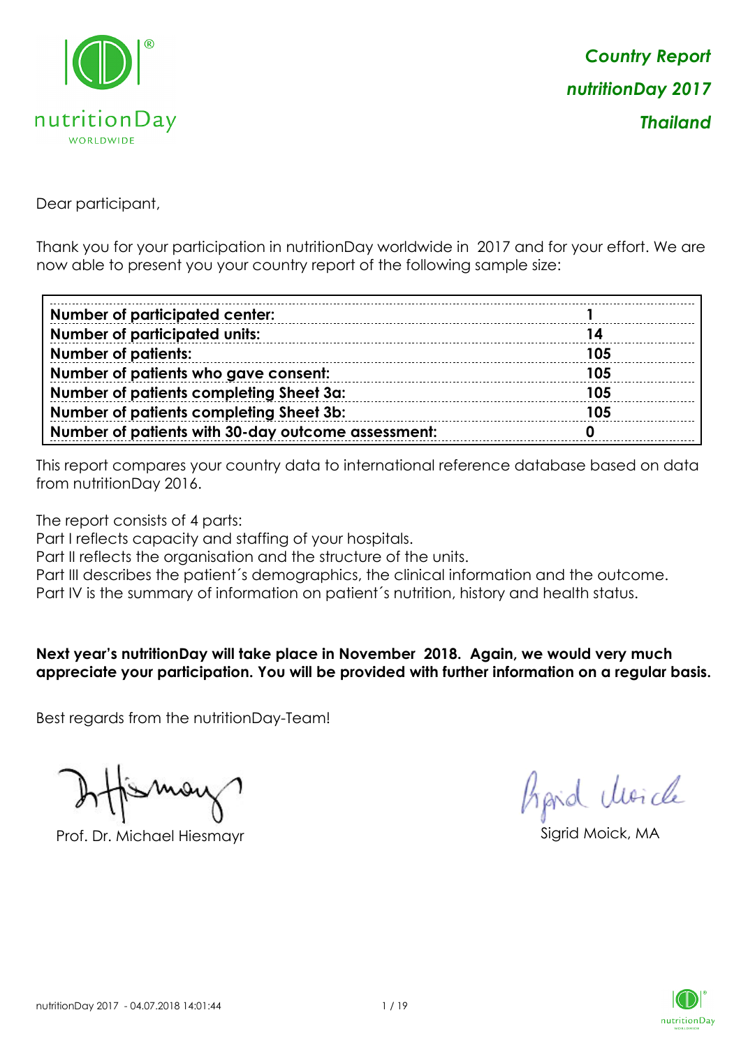***Country Report***

***nutritionDay 2017***

***Thailand***

Dear participant,

Thank you for your participation in nutritionDay worldwide in 2017 and for your effort. We are now able to present you your country report of the following sample size:

| | |
|---|---|
| **Number of participated center:** | **1** |
| **Number of participated units:** | **14** |
| **Number of patients:** | **105** |
| **Number of patients who gave consent:** | **105** |
| **Number of patients completing Sheet 3a:** | **105** |
| **Number of patients completing Sheet 3b:** | **105** |
| **Number of patients with 30-day outcome assessment:** | **0** |

This report compares your country data to international reference database based on data from nutritionDay 2016.

The report consists of 4 parts:
Part I reflects capacity and staffing of your hospitals.
Part II reflects the organisation and the structure of the units.
Part III describes the patient´s demographics, the clinical information and the outcome.
Part IV is the summary of information on patient´s nutrition, history and health status.

**Next year's nutritionDay will take place in November 2018. Again, we would very much appreciate your participation. You will be provided with further information on a regular basis.**

Best regards from the nutritionDay-Team!

Prof. Dr. Michael Hiesmayr

Sigrid Moick, MA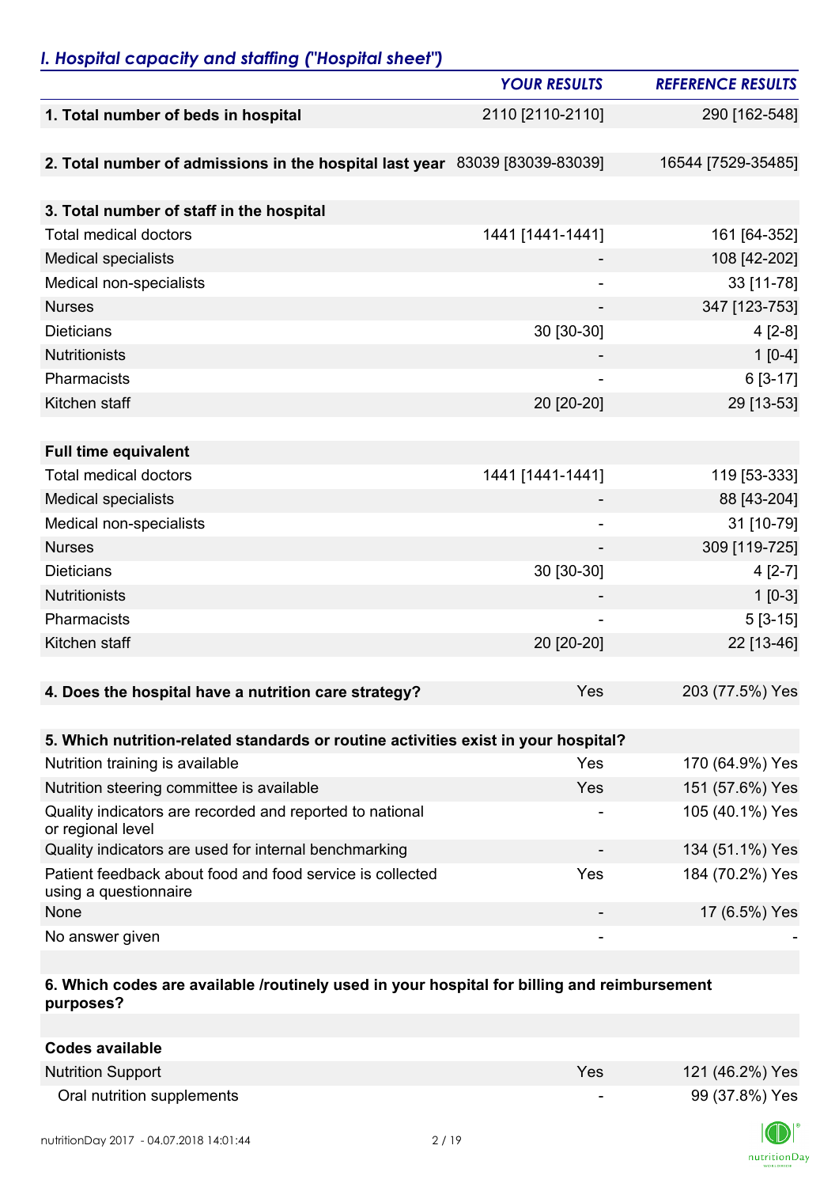## *I. Hospital capacity and staffing ("Hospital sheet")*

| | *YOUR RESULTS* | *REFERENCE RESULTS* |
|---|---|---|
| **1. Total number of beds in hospital** | 2110 [2110-2110] | 290 [162-548] |
| | | |
| **2. Total number of admissions in the hospital last year** | 83039 [83039-83039] | 16544 [7529-35485] |
| | | |
| **3. Total number of staff in the hospital** | | |
| Total medical doctors | 1441 [1441-1441] | 161 [64-352] |
| Medical specialists | - | 108 [42-202] |
| Medical non-specialists | - | 33 [11-78] |
| Nurses | - | 347 [123-753] |
| Dieticians | 30 [30-30] | 4 [2-8] |
| Nutritionists | - | 1 [0-4] |
| Pharmacists | - | 6 [3-17] |
| Kitchen staff | 20 [20-20] | 29 [13-53] |
| | | |
| **Full time equivalent** | | |
| Total medical doctors | 1441 [1441-1441] | 119 [53-333] |
| Medical specialists | - | 88 [43-204] |
| Medical non-specialists | - | 31 [10-79] |
| Nurses | - | 309 [119-725] |
| Dieticians | 30 [30-30] | 4 [2-7] |
| Nutritionists | - | 1 [0-3] |
| Pharmacists | - | 5 [3-15] |
| Kitchen staff | 20 [20-20] | 22 [13-46] |
| | | |
| **4. Does the hospital have a nutrition care strategy?** | Yes | 203 (77.5%) Yes |
| | | |
| **5. Which nutrition-related standards or routine activities exist in your hospital?** | | |
| Nutrition training is available | Yes | 170 (64.9%) Yes |
| Nutrition steering committee is available | Yes | 151 (57.6%) Yes |
| Quality indicators are recorded and reported to national or regional level | - | 105 (40.1%) Yes |
| Quality indicators are used for internal benchmarking | - | 134 (51.1%) Yes |
| Patient feedback about food and food service is collected using a questionnaire | Yes | 184 (70.2%) Yes |
| None | - | 17 (6.5%) Yes |
| No answer given | - | - |
| | | |
| **6. Which codes are available /routinely used in your hospital for billing and reimbursement purposes?** | | |
| | | |
| **Codes available** | | |
| Nutrition Support | Yes | 121 (46.2%) Yes |
| Oral nutrition supplements | - | 99 (37.8%) Yes |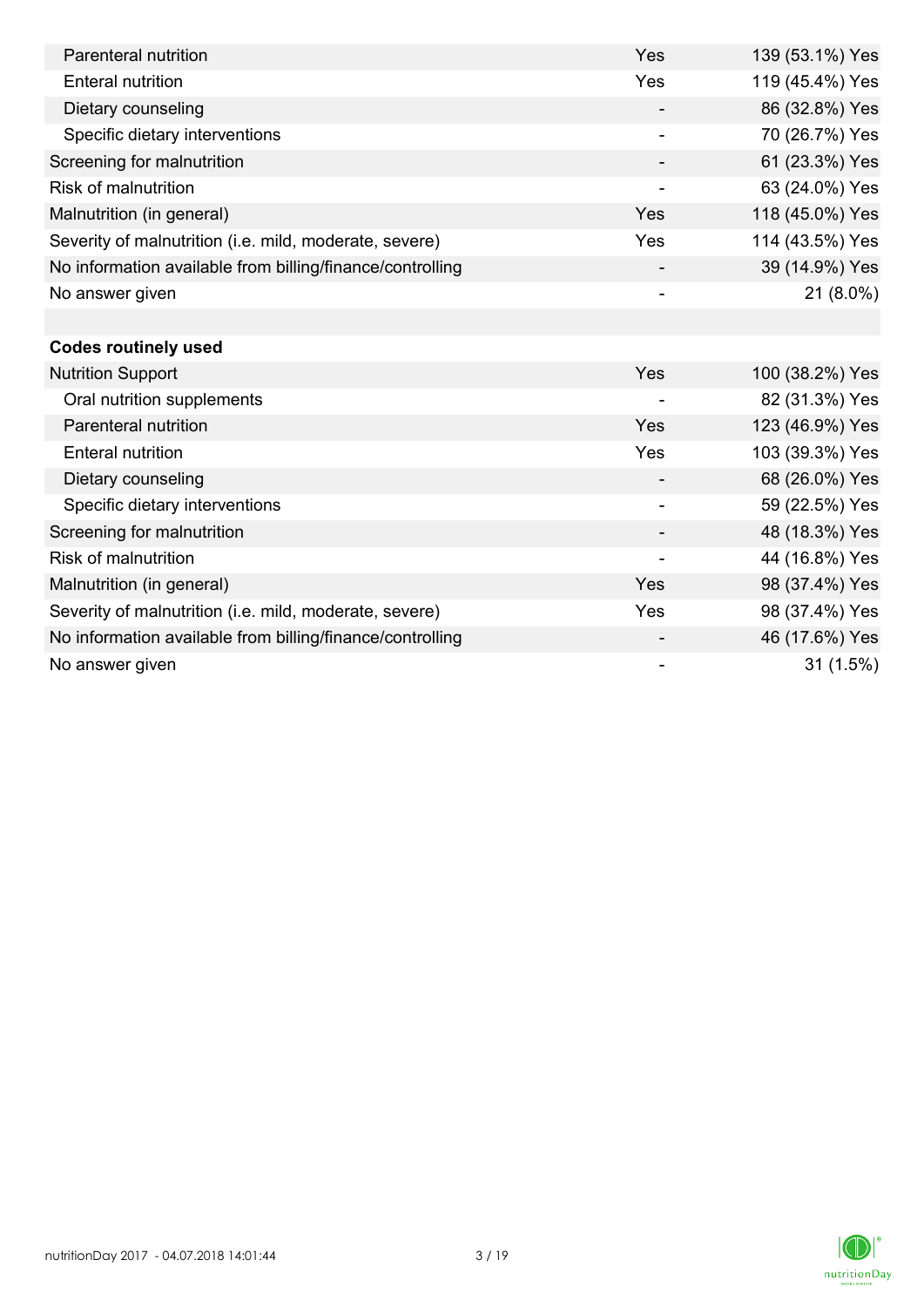| | | |
|---|---|---|
| Parenteral nutrition | Yes | 139 (53.1%) Yes |
| Enteral nutrition | Yes | 119 (45.4%) Yes |
| Dietary counseling | - | 86 (32.8%) Yes |
| Specific dietary interventions | - | 70 (26.7%) Yes |
| Screening for malnutrition | - | 61 (23.3%) Yes |
| Risk of malnutrition | - | 63 (24.0%) Yes |
| Malnutrition (in general) | Yes | 118 (45.0%) Yes |
| Severity of malnutrition (i.e. mild, moderate, severe) | Yes | 114 (43.5%) Yes |
| No information available from billing/finance/controlling | - | 39 (14.9%) Yes |
| No answer given | - | 21 (8.0%) |
| | | |
| **Codes routinely used** | | |
| Nutrition Support | Yes | 100 (38.2%) Yes |
| Oral nutrition supplements | - | 82 (31.3%) Yes |
| Parenteral nutrition | Yes | 123 (46.9%) Yes |
| Enteral nutrition | Yes | 103 (39.3%) Yes |
| Dietary counseling | - | 68 (26.0%) Yes |
| Specific dietary interventions | - | 59 (22.5%) Yes |
| Screening for malnutrition | - | 48 (18.3%) Yes |
| Risk of malnutrition | - | 44 (16.8%) Yes |
| Malnutrition (in general) | Yes | 98 (37.4%) Yes |
| Severity of malnutrition (i.e. mild, moderate, severe) | Yes | 98 (37.4%) Yes |
| No information available from billing/finance/controlling | - | 46 (17.6%) Yes |
| No answer given | - | 31 (1.5%) |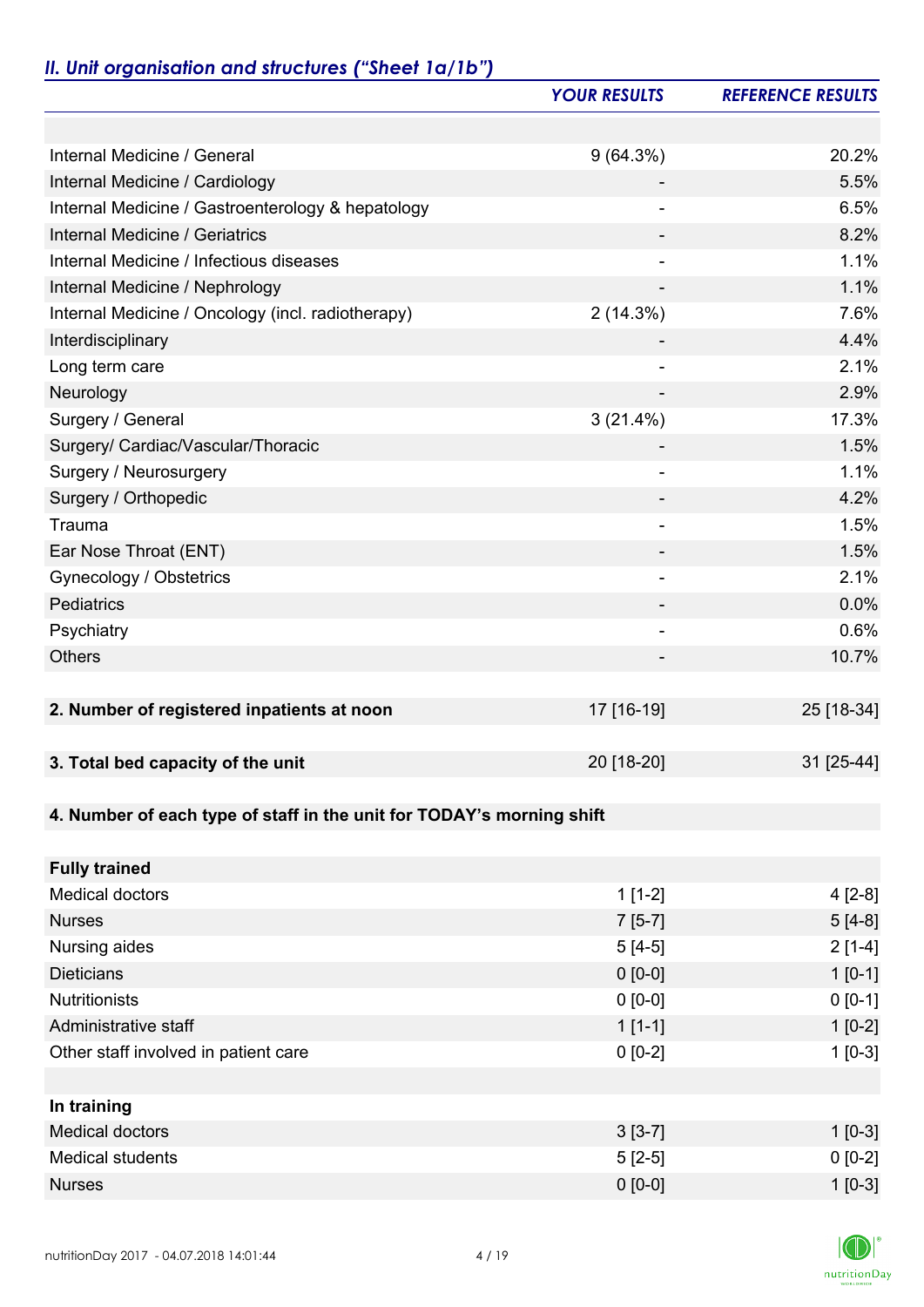## *II. Unit organisation and structures ("Sheet 1a/1b")*

| | *YOUR RESULTS* | *REFERENCE RESULTS* |
|---|---|---|
| | | |
| Internal Medicine / General | 9 (64.3%) | 20.2% |
| Internal Medicine / Cardiology | - | 5.5% |
| Internal Medicine / Gastroenterology & hepatology | - | 6.5% |
| Internal Medicine / Geriatrics | - | 8.2% |
| Internal Medicine / Infectious diseases | - | 1.1% |
| Internal Medicine / Nephrology | - | 1.1% |
| Internal Medicine / Oncology (incl. radiotherapy) | 2 (14.3%) | 7.6% |
| Interdisciplinary | - | 4.4% |
| Long term care | - | 2.1% |
| Neurology | - | 2.9% |
| Surgery / General | 3 (21.4%) | 17.3% |
| Surgery/ Cardiac/Vascular/Thoracic | - | 1.5% |
| Surgery / Neurosurgery | - | 1.1% |
| Surgery / Orthopedic | - | 4.2% |
| Trauma | - | 1.5% |
| Ear Nose Throat (ENT) | - | 1.5% |
| Gynecology / Obstetrics | - | 2.1% |
| Pediatrics | - | 0.0% |
| Psychiatry | - | 0.6% |
| Others | - | 10.7% |
| | | |
| **2. Number of registered inpatients at noon** | 17 [16-19] | 25 [18-34] |
| | | |
| **3. Total bed capacity of the unit** | 20 [18-20] | 31 [25-44] |
| | | |
| **4. Number of each type of staff in the unit for TODAY's morning shift** | | |
| | | |
| **Fully trained** | | |
| Medical doctors | 1 [1-2] | 4 [2-8] |
| Nurses | 7 [5-7] | 5 [4-8] |
| Nursing aides | 5 [4-5] | 2 [1-4] |
| Dieticians | 0 [0-0] | 1 [0-1] |
| Nutritionists | 0 [0-0] | 0 [0-1] |
| Administrative staff | 1 [1-1] | 1 [0-2] |
| Other staff involved in patient care | 0 [0-2] | 1 [0-3] |
| | | |
| **In training** | | |
| Medical doctors | 3 [3-7] | 1 [0-3] |
| Medical students | 5 [2-5] | 0 [0-2] |
| Nurses | 0 [0-0] | 1 [0-3] |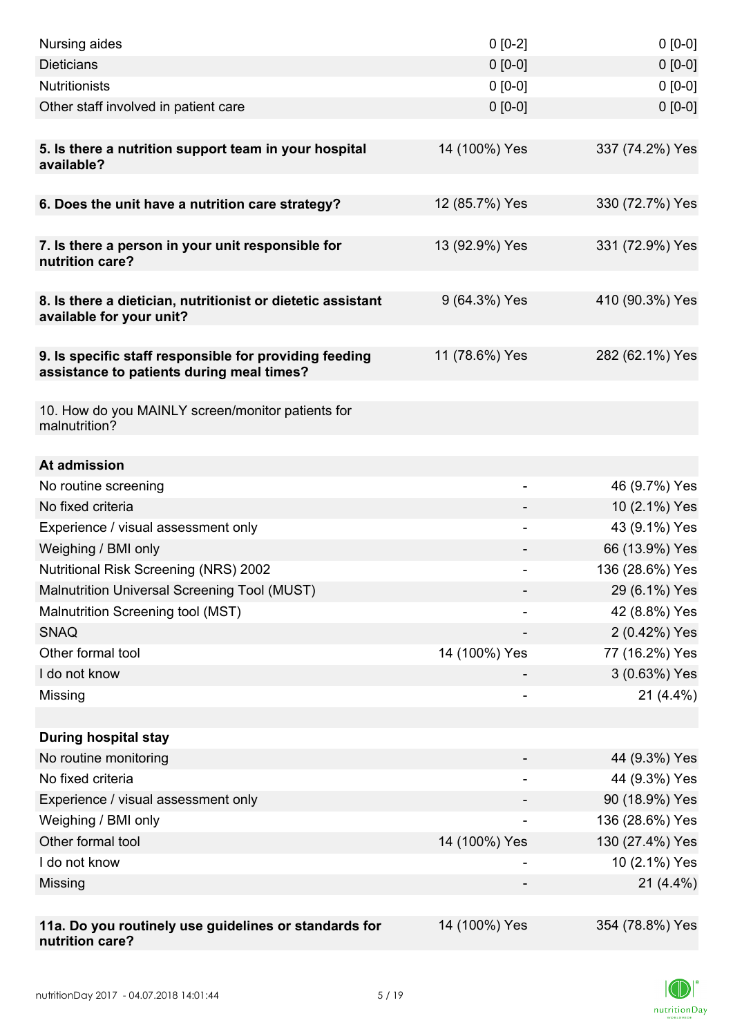| | | |
|---|---|---|
| Nursing aides | 0 [0-2] | 0 [0-0] |
| Dieticians | 0 [0-0] | 0 [0-0] |
| Nutritionists | 0 [0-0] | 0 [0-0] |
| Other staff involved in patient care | 0 [0-0] | 0 [0-0] |
| | | |
| **5. Is there a nutrition support team in your hospital available?** | 14 (100%) Yes | 337 (74.2%) Yes |
| | | |
| **6. Does the unit have a nutrition care strategy?** | 12 (85.7%) Yes | 330 (72.7%) Yes |
| | | |
| **7. Is there a person in your unit responsible for nutrition care?** | 13 (92.9%) Yes | 331 (72.9%) Yes |
| | | |
| **8. Is there a dietician, nutritionist or dietetic assistant available for your unit?** | 9 (64.3%) Yes | 410 (90.3%) Yes |
| | | |
| **9. Is specific staff responsible for providing feeding assistance to patients during meal times?** | 11 (78.6%) Yes | 282 (62.1%) Yes |
| | | |
| 10. How do you MAINLY screen/monitor patients for malnutrition? | | |
| | | |
| **At admission** | | |
| No routine screening | - | 46 (9.7%) Yes |
| No fixed criteria | - | 10 (2.1%) Yes |
| Experience / visual assessment only | - | 43 (9.1%) Yes |
| Weighing / BMI only | - | 66 (13.9%) Yes |
| Nutritional Risk Screening (NRS) 2002 | - | 136 (28.6%) Yes |
| Malnutrition Universal Screening Tool (MUST) | - | 29 (6.1%) Yes |
| Malnutrition Screening tool (MST) | - | 42 (8.8%) Yes |
| SNAQ | - | 2 (0.42%) Yes |
| Other formal tool | 14 (100%) Yes | 77 (16.2%) Yes |
| I do not know | - | 3 (0.63%) Yes |
| Missing | - | 21 (4.4%) |
| | | |
| **During hospital stay** | | |
| No routine monitoring | - | 44 (9.3%) Yes |
| No fixed criteria | - | 44 (9.3%) Yes |
| Experience / visual assessment only | - | 90 (18.9%) Yes |
| Weighing / BMI only | - | 136 (28.6%) Yes |
| Other formal tool | 14 (100%) Yes | 130 (27.4%) Yes |
| I do not know | - | 10 (2.1%) Yes |
| Missing | - | 21 (4.4%) |
| | | |
| **11a. Do you routinely use guidelines or standards for nutrition care?** | 14 (100%) Yes | 354 (78.8%) Yes |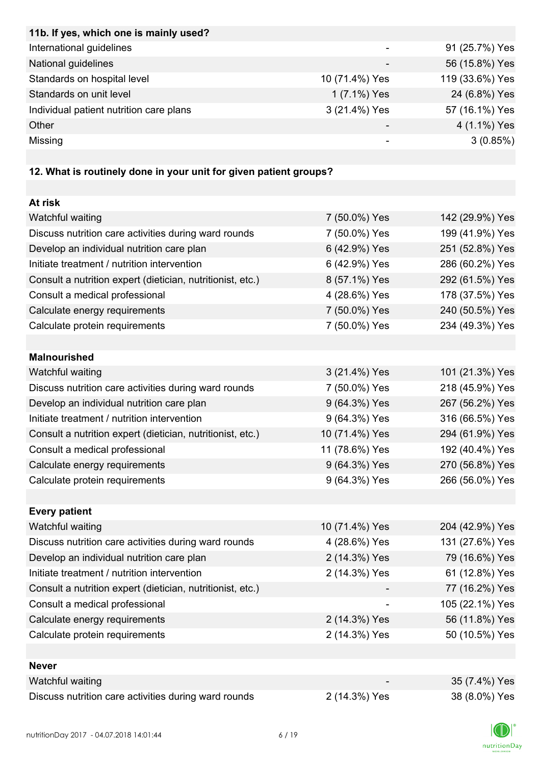| 11b. If yes, which one is mainly used? | | |
|---|---|---|
| International guidelines | - | 91 (25.7%) Yes |
| National guidelines | - | 56 (15.8%) Yes |
| Standards on hospital level | 10 (71.4%) Yes | 119 (33.6%) Yes |
| Standards on unit level | 1 (7.1%) Yes | 24 (6.8%) Yes |
| Individual patient nutrition care plans | 3 (21.4%) Yes | 57 (16.1%) Yes |
| Other | - | 4 (1.1%) Yes |
| Missing | - | 3 (0.85%) |

| 12. What is routinely done in your unit for given patient groups? | | |
|---|---|---|
| **At risk** | | |
| Watchful waiting | 7 (50.0%) Yes | 142 (29.9%) Yes |
| Discuss nutrition care activities during ward rounds | 7 (50.0%) Yes | 199 (41.9%) Yes |
| Develop an individual nutrition care plan | 6 (42.9%) Yes | 251 (52.8%) Yes |
| Initiate treatment / nutrition intervention | 6 (42.9%) Yes | 286 (60.2%) Yes |
| Consult a nutrition expert (dietician, nutritionist, etc.) | 8 (57.1%) Yes | 292 (61.5%) Yes |
| Consult a medical professional | 4 (28.6%) Yes | 178 (37.5%) Yes |
| Calculate energy requirements | 7 (50.0%) Yes | 240 (50.5%) Yes |
| Calculate protein requirements | 7 (50.0%) Yes | 234 (49.3%) Yes |
| **Malnourished** | | |
| Watchful waiting | 3 (21.4%) Yes | 101 (21.3%) Yes |
| Discuss nutrition care activities during ward rounds | 7 (50.0%) Yes | 218 (45.9%) Yes |
| Develop an individual nutrition care plan | 9 (64.3%) Yes | 267 (56.2%) Yes |
| Initiate treatment / nutrition intervention | 9 (64.3%) Yes | 316 (66.5%) Yes |
| Consult a nutrition expert (dietician, nutritionist, etc.) | 10 (71.4%) Yes | 294 (61.9%) Yes |
| Consult a medical professional | 11 (78.6%) Yes | 192 (40.4%) Yes |
| Calculate energy requirements | 9 (64.3%) Yes | 270 (56.8%) Yes |
| Calculate protein requirements | 9 (64.3%) Yes | 266 (56.0%) Yes |
| **Every patient** | | |
| Watchful waiting | 10 (71.4%) Yes | 204 (42.9%) Yes |
| Discuss nutrition care activities during ward rounds | 4 (28.6%) Yes | 131 (27.6%) Yes |
| Develop an individual nutrition care plan | 2 (14.3%) Yes | 79 (16.6%) Yes |
| Initiate treatment / nutrition intervention | 2 (14.3%) Yes | 61 (12.8%) Yes |
| Consult a nutrition expert (dietician, nutritionist, etc.) | - | 77 (16.2%) Yes |
| Consult a medical professional | - | 105 (22.1%) Yes |
| Calculate energy requirements | 2 (14.3%) Yes | 56 (11.8%) Yes |
| Calculate protein requirements | 2 (14.3%) Yes | 50 (10.5%) Yes |
| **Never** | | |
| Watchful waiting | - | 35 (7.4%) Yes |
| Discuss nutrition care activities during ward rounds | 2 (14.3%) Yes | 38 (8.0%) Yes |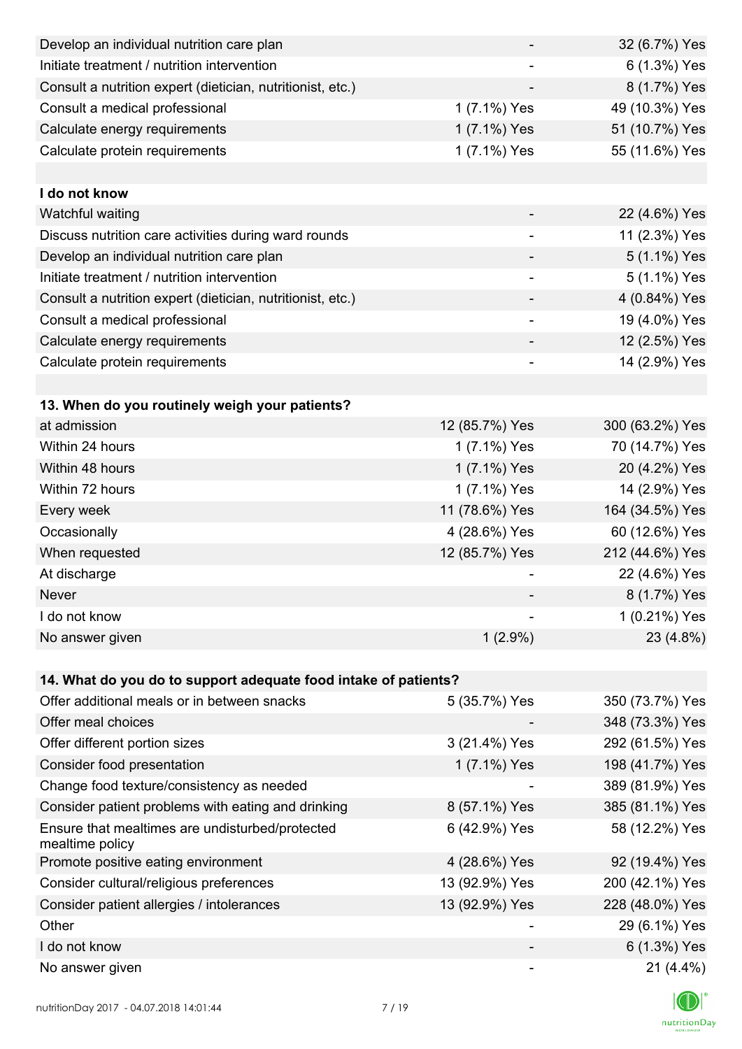| | | |
|---|---|---|
| Develop an individual nutrition care plan | - | 32 (6.7%) Yes |
| Initiate treatment / nutrition intervention | - | 6 (1.3%) Yes |
| Consult a nutrition expert (dietician, nutritionist, etc.) | - | 8 (1.7%) Yes |
| Consult a medical professional | 1 (7.1%) Yes | 49 (10.3%) Yes |
| Calculate energy requirements | 1 (7.1%) Yes | 51 (10.7%) Yes |
| Calculate protein requirements | 1 (7.1%) Yes | 55 (11.6%) Yes |
| | | |
| **I do not know** | | |
| Watchful waiting | - | 22 (4.6%) Yes |
| Discuss nutrition care activities during ward rounds | - | 11 (2.3%) Yes |
| Develop an individual nutrition care plan | - | 5 (1.1%) Yes |
| Initiate treatment / nutrition intervention | - | 5 (1.1%) Yes |
| Consult a nutrition expert (dietician, nutritionist, etc.) | - | 4 (0.84%) Yes |
| Consult a medical professional | - | 19 (4.0%) Yes |
| Calculate energy requirements | - | 12 (2.5%) Yes |
| Calculate protein requirements | - | 14 (2.9%) Yes |

| **13. When do you routinely weigh your patients?** | | |
|---|---|---|
| at admission | 12 (85.7%) Yes | 300 (63.2%) Yes |
| Within 24 hours | 1 (7.1%) Yes | 70 (14.7%) Yes |
| Within 48 hours | 1 (7.1%) Yes | 20 (4.2%) Yes |
| Within 72 hours | 1 (7.1%) Yes | 14 (2.9%) Yes |
| Every week | 11 (78.6%) Yes | 164 (34.5%) Yes |
| Occasionally | 4 (28.6%) Yes | 60 (12.6%) Yes |
| When requested | 12 (85.7%) Yes | 212 (44.6%) Yes |
| At discharge | - | 22 (4.6%) Yes |
| Never | - | 8 (1.7%) Yes |
| I do not know | - | 1 (0.21%) Yes |
| No answer given | 1 (2.9%) | 23 (4.8%) |

| **14. What do you do to support adequate food intake of patients?** | | |
|---|---|---|
| Offer additional meals or in between snacks | 5 (35.7%) Yes | 350 (73.7%) Yes |
| Offer meal choices | - | 348 (73.3%) Yes |
| Offer different portion sizes | 3 (21.4%) Yes | 292 (61.5%) Yes |
| Consider food presentation | 1 (7.1%) Yes | 198 (41.7%) Yes |
| Change food texture/consistency as needed | - | 389 (81.9%) Yes |
| Consider patient problems with eating and drinking | 8 (57.1%) Yes | 385 (81.1%) Yes |
| Ensure that mealtimes are undisturbed/protected mealtime policy | 6 (42.9%) Yes | 58 (12.2%) Yes |
| Promote positive eating environment | 4 (28.6%) Yes | 92 (19.4%) Yes |
| Consider cultural/religious preferences | 13 (92.9%) Yes | 200 (42.1%) Yes |
| Consider patient allergies / intolerances | 13 (92.9%) Yes | 228 (48.0%) Yes |
| Other | - | 29 (6.1%) Yes |
| I do not know | - | 6 (1.3%) Yes |
| No answer given | - | 21 (4.4%) |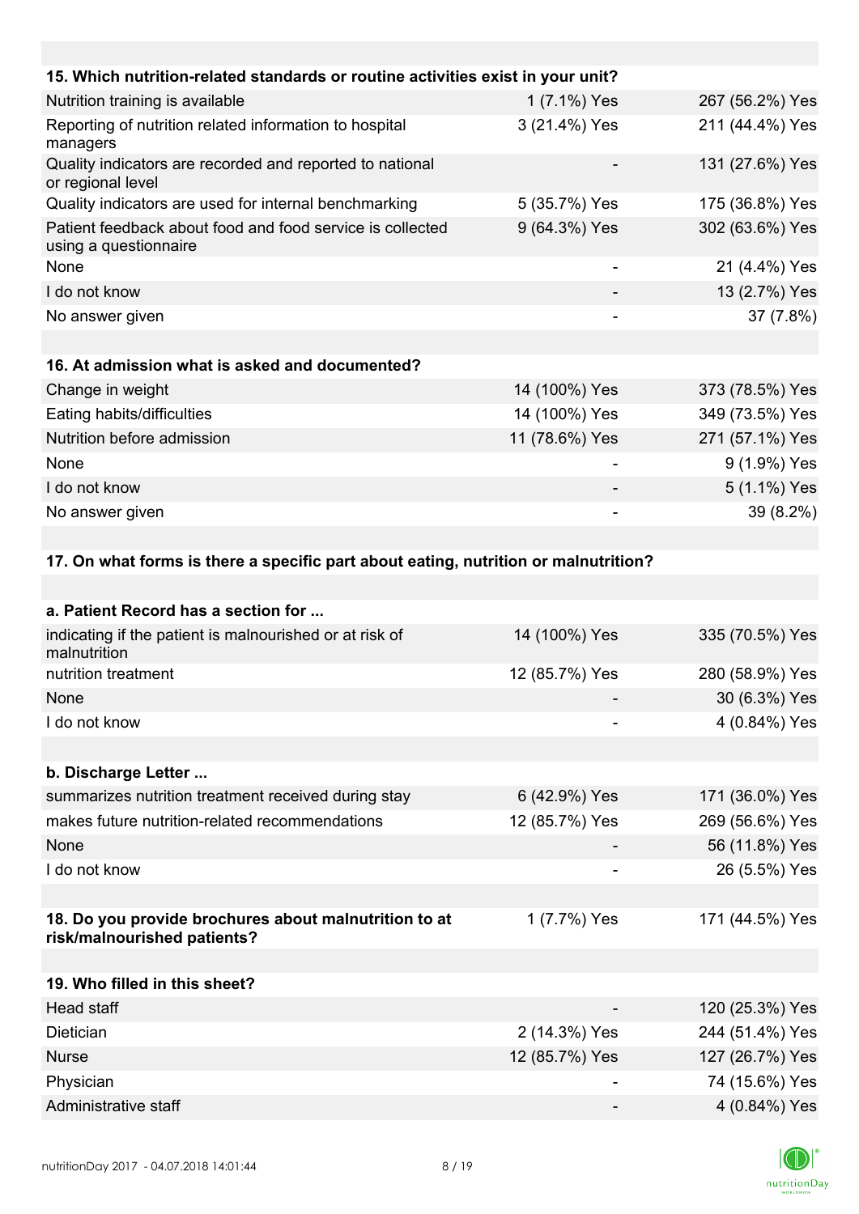| 15. Which nutrition-related standards or routine activities exist in your unit? | | |
|---|---|---|
| Nutrition training is available | 1 (7.1%) Yes | 267 (56.2%) Yes |
| Reporting of nutrition related information to hospital managers | 3 (21.4%) Yes | 211 (44.4%) Yes |
| Quality indicators are recorded and reported to national or regional level | - | 131 (27.6%) Yes |
| Quality indicators are used for internal benchmarking | 5 (35.7%) Yes | 175 (36.8%) Yes |
| Patient feedback about food and food service is collected using a questionnaire | 9 (64.3%) Yes | 302 (63.6%) Yes |
| None | - | 21 (4.4%) Yes |
| I do not know | - | 13 (2.7%) Yes |
| No answer given | - | 37 (7.8%) |

| 16. At admission what is asked and documented? | | |
|---|---|---|
| Change in weight | 14 (100%) Yes | 373 (78.5%) Yes |
| Eating habits/difficulties | 14 (100%) Yes | 349 (73.5%) Yes |
| Nutrition before admission | 11 (78.6%) Yes | 271 (57.1%) Yes |
| None | - | 9 (1.9%) Yes |
| I do not know | - | 5 (1.1%) Yes |
| No answer given | - | 39 (8.2%) |

**17. On what forms is there a specific part about eating, nutrition or malnutrition?**

| a. Patient Record has a section for ... | | |
|---|---|---|
| indicating if the patient is malnourished or at risk of malnutrition | 14 (100%) Yes | 335 (70.5%) Yes |
| nutrition treatment | 12 (85.7%) Yes | 280 (58.9%) Yes |
| None | - | 30 (6.3%) Yes |
| I do not know | - | 4 (0.84%) Yes |

| b. Discharge Letter ... | | |
|---|---|---|
| summarizes nutrition treatment received during stay | 6 (42.9%) Yes | 171 (36.0%) Yes |
| makes future nutrition-related recommendations | 12 (85.7%) Yes | 269 (56.6%) Yes |
| None | - | 56 (11.8%) Yes |
| I do not know | - | 26 (5.5%) Yes |

| 18. Do you provide brochures about malnutrition to at risk/malnourished patients? | 1 (7.7%) Yes | 171 (44.5%) Yes |
|---|---|---|

| 19. Who filled in this sheet? | | |
|---|---|---|
| Head staff | - | 120 (25.3%) Yes |
| Dietician | 2 (14.3%) Yes | 244 (51.4%) Yes |
| Nurse | 12 (85.7%) Yes | 127 (26.7%) Yes |
| Physician | - | 74 (15.6%) Yes |
| Administrative staff | - | 4 (0.84%) Yes |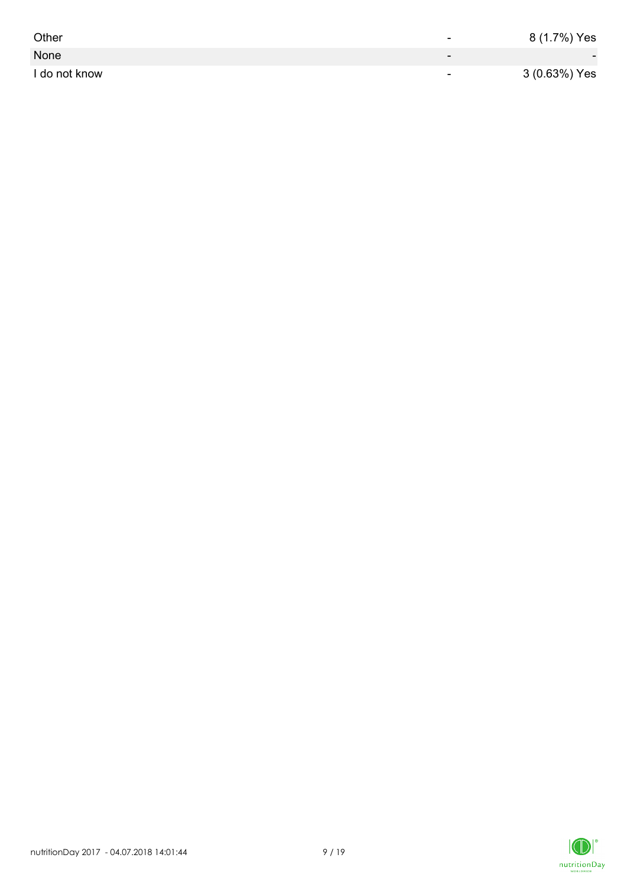| | | |
|---|---|---|
| Other | - | 8 (1.7%) Yes |
| None | - | - |
| I do not know | - | 3 (0.63%) Yes |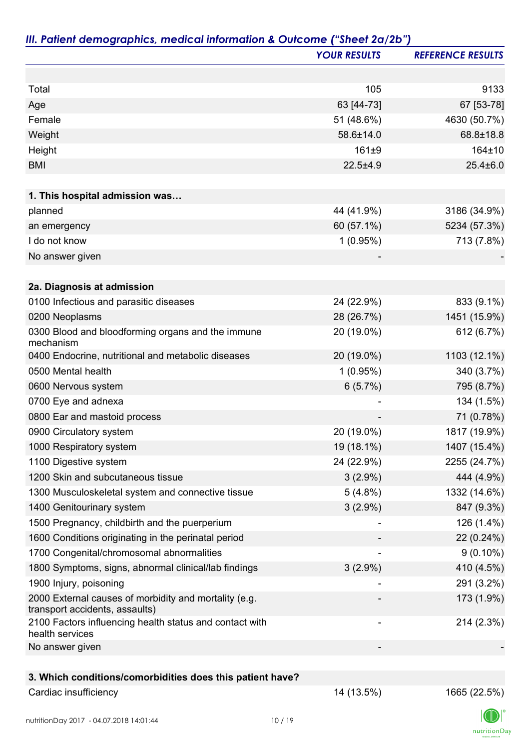## *III. Patient demographics, medical information & Outcome ("Sheet 2a/2b")*

| | *YOUR RESULTS* | *REFERENCE RESULTS* |
|---|---|---|
| | | |
| Total | 105 | 9133 |
| Age | 63 [44-73] | 67 [53-78] |
| Female | 51 (48.6%) | 4630 (50.7%) |
| Weight | 58.6±14.0 | 68.8±18.8 |
| Height | 161±9 | 164±10 |
| BMI | 22.5±4.9 | 25.4±6.0 |
| | | |
| **1. This hospital admission was…** | | |
| planned | 44 (41.9%) | 3186 (34.9%) |
| an emergency | 60 (57.1%) | 5234 (57.3%) |
| I do not know | 1 (0.95%) | 713 (7.8%) |
| No answer given | - | - |
| | | |
| **2a. Diagnosis at admission** | | |
| 0100 Infectious and parasitic diseases | 24 (22.9%) | 833 (9.1%) |
| 0200 Neoplasms | 28 (26.7%) | 1451 (15.9%) |
| 0300 Blood and bloodforming organs and the immune mechanism | 20 (19.0%) | 612 (6.7%) |
| 0400 Endocrine, nutritional and metabolic diseases | 20 (19.0%) | 1103 (12.1%) |
| 0500 Mental health | 1 (0.95%) | 340 (3.7%) |
| 0600 Nervous system | 6 (5.7%) | 795 (8.7%) |
| 0700 Eye and adnexa | - | 134 (1.5%) |
| 0800 Ear and mastoid process | - | 71 (0.78%) |
| 0900 Circulatory system | 20 (19.0%) | 1817 (19.9%) |
| 1000 Respiratory system | 19 (18.1%) | 1407 (15.4%) |
| 1100 Digestive system | 24 (22.9%) | 2255 (24.7%) |
| 1200 Skin and subcutaneous tissue | 3 (2.9%) | 444 (4.9%) |
| 1300 Musculoskeletal system and connective tissue | 5 (4.8%) | 1332 (14.6%) |
| 1400 Genitourinary system | 3 (2.9%) | 847 (9.3%) |
| 1500 Pregnancy, childbirth and the puerperium | - | 126 (1.4%) |
| 1600 Conditions originating in the perinatal period | - | 22 (0.24%) |
| 1700 Congenital/chromosomal abnormalities | - | 9 (0.10%) |
| 1800 Symptoms, signs, abnormal clinical/lab findings | 3 (2.9%) | 410 (4.5%) |
| 1900 Injury, poisoning | - | 291 (3.2%) |
| 2000 External causes of morbidity and mortality (e.g. transport accidents, assaults) | - | 173 (1.9%) |
| 2100 Factors influencing health status and contact with health services | - | 214 (2.3%) |
| No answer given | - | - |
| | | |
| **3. Which conditions/comorbidities does this patient have?** | | |
| Cardiac insufficiency | 14 (13.5%) | 1665 (22.5%) |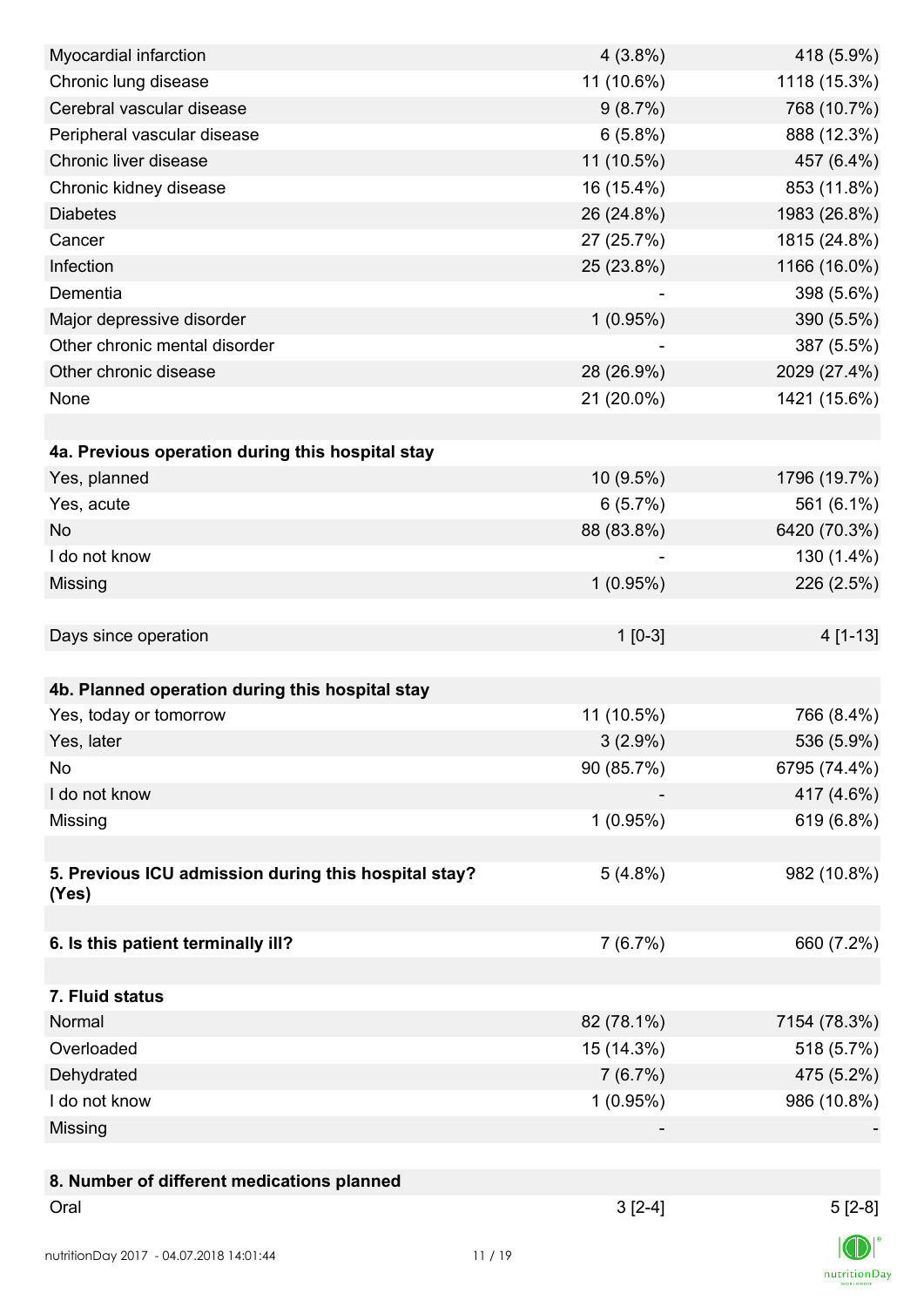| | | |
|---|---|---|
| Myocardial infarction | 4 (3.8%) | 418 (5.9%) |
| Chronic lung disease | 11 (10.6%) | 1118 (15.3%) |
| Cerebral vascular disease | 9 (8.7%) | 768 (10.7%) |
| Peripheral vascular disease | 6 (5.8%) | 888 (12.3%) |
| Chronic liver disease | 11 (10.5%) | 457 (6.4%) |
| Chronic kidney disease | 16 (15.4%) | 853 (11.8%) |
| Diabetes | 26 (24.8%) | 1983 (26.8%) |
| Cancer | 27 (25.7%) | 1815 (24.8%) |
| Infection | 25 (23.8%) | 1166 (16.0%) |
| Dementia | - | 398 (5.6%) |
| Major depressive disorder | 1 (0.95%) | 390 (5.5%) |
| Other chronic mental disorder | - | 387 (5.5%) |
| Other chronic disease | 28 (26.9%) | 2029 (27.4%) |
| None | 21 (20.0%) | 1421 (15.6%) |
| | | |
| **4a. Previous operation during this hospital stay** | | |
| Yes, planned | 10 (9.5%) | 1796 (19.7%) |
| Yes, acute | 6 (5.7%) | 561 (6.1%) |
| No | 88 (83.8%) | 6420 (70.3%) |
| I do not know | - | 130 (1.4%) |
| Missing | 1 (0.95%) | 226 (2.5%) |
| | | |
| Days since operation | 1 [0-3] | 4 [1-13] |
| | | |
| **4b. Planned operation during this hospital stay** | | |
| Yes, today or tomorrow | 11 (10.5%) | 766 (8.4%) |
| Yes, later | 3 (2.9%) | 536 (5.9%) |
| No | 90 (85.7%) | 6795 (74.4%) |
| I do not know | - | 417 (4.6%) |
| Missing | 1 (0.95%) | 619 (6.8%) |
| | | |
| **5. Previous ICU admission during this hospital stay? (Yes)** | 5 (4.8%) | 982 (10.8%) |
| | | |
| **6. Is this patient terminally ill?** | 7 (6.7%) | 660 (7.2%) |
| | | |
| **7. Fluid status** | | |
| Normal | 82 (78.1%) | 7154 (78.3%) |
| Overloaded | 15 (14.3%) | 518 (5.7%) |
| Dehydrated | 7 (6.7%) | 475 (5.2%) |
| I do not know | 1 (0.95%) | 986 (10.8%) |
| Missing | - | - |
| | | |
| **8. Number of different medications planned** | | |
| Oral | 3 [2-4] | 5 [2-8] |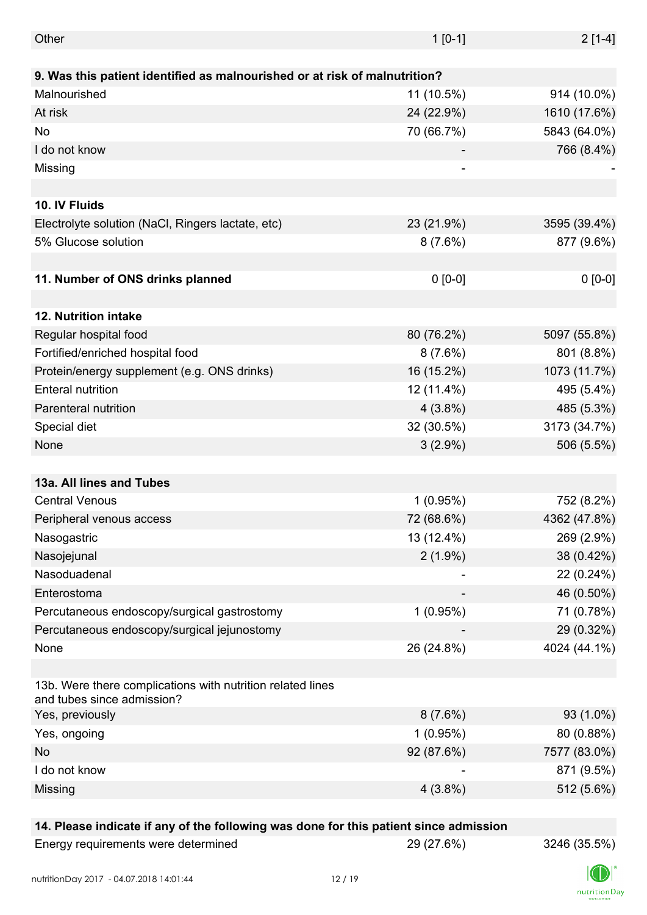| | | |
|---|---|---|
| Other | 1 [0-1] | 2 [1-4] |
| **9. Was this patient identified as malnourished or at risk of malnutrition?** | | |
| Malnourished | 11 (10.5%) | 914 (10.0%) |
| At risk | 24 (22.9%) | 1610 (17.6%) |
| No | 70 (66.7%) | 5843 (64.0%) |
| I do not know | - | 766 (8.4%) |
| Missing | - | - |
| | | |
| **10. IV Fluids** | | |
| Electrolyte solution (NaCl, Ringers lactate, etc) | 23 (21.9%) | 3595 (39.4%) |
| 5% Glucose solution | 8 (7.6%) | 877 (9.6%) |
| | | |
| **11. Number of ONS drinks planned** | 0 [0-0] | 0 [0-0] |
| | | |
| **12. Nutrition intake** | | |
| Regular hospital food | 80 (76.2%) | 5097 (55.8%) |
| Fortified/enriched hospital food | 8 (7.6%) | 801 (8.8%) |
| Protein/energy supplement (e.g. ONS drinks) | 16 (15.2%) | 1073 (11.7%) |
| Enteral nutrition | 12 (11.4%) | 495 (5.4%) |
| Parenteral nutrition | 4 (3.8%) | 485 (5.3%) |
| Special diet | 32 (30.5%) | 3173 (34.7%) |
| None | 3 (2.9%) | 506 (5.5%) |
| | | |
| **13a. All lines and Tubes** | | |
| Central Venous | 1 (0.95%) | 752 (8.2%) |
| Peripheral venous access | 72 (68.6%) | 4362 (47.8%) |
| Nasogastric | 13 (12.4%) | 269 (2.9%) |
| Nasojejunal | 2 (1.9%) | 38 (0.42%) |
| Nasoduadenal | - | 22 (0.24%) |
| Enterostoma | - | 46 (0.50%) |
| Percutaneous endoscopy/surgical gastrostomy | 1 (0.95%) | 71 (0.78%) |
| Percutaneous endoscopy/surgical jejunostomy | - | 29 (0.32%) |
| None | 26 (24.8%) | 4024 (44.1%) |
| | | |
| 13b. Were there complications with nutrition related lines and tubes since admission? | | |
| Yes, previously | 8 (7.6%) | 93 (1.0%) |
| Yes, ongoing | 1 (0.95%) | 80 (0.88%) |
| No | 92 (87.6%) | 7577 (83.0%) |
| I do not know | - | 871 (9.5%) |
| Missing | 4 (3.8%) | 512 (5.6%) |
| | | |
| **14. Please indicate if any of the following was done for this patient since admission** | | |
| Energy requirements were determined | 29 (27.6%) | 3246 (35.5%) |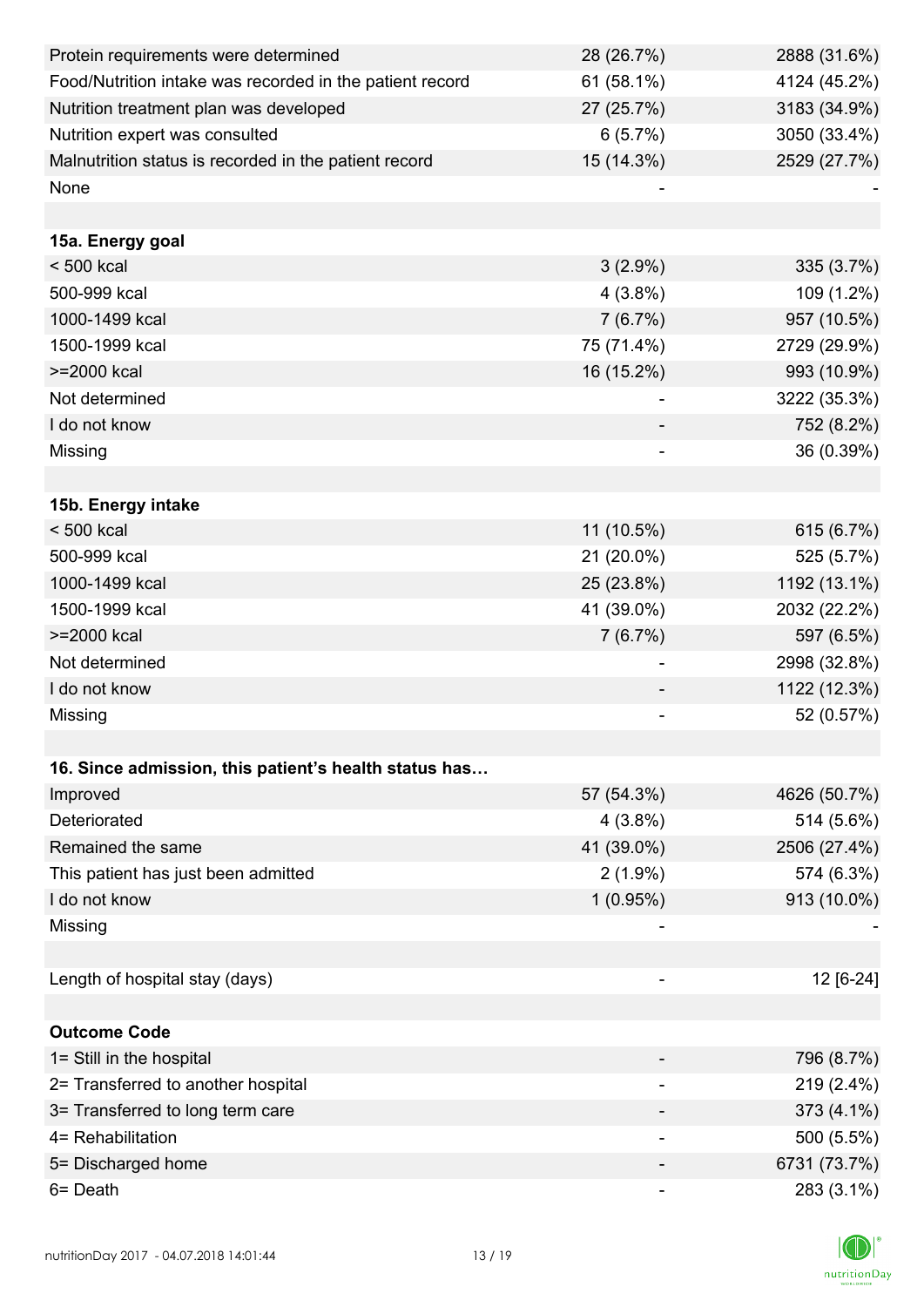| | | |
|---|---|---|
| Protein requirements were determined | 28 (26.7%) | 2888 (31.6%) |
| Food/Nutrition intake was recorded in the patient record | 61 (58.1%) | 4124 (45.2%) |
| Nutrition treatment plan was developed | 27 (25.7%) | 3183 (34.9%) |
| Nutrition expert was consulted | 6 (5.7%) | 3050 (33.4%) |
| Malnutrition status is recorded in the patient record | 15 (14.3%) | 2529 (27.7%) |
| None | - | - |
| | | |
| **15a. Energy goal** | | |
| < 500 kcal | 3 (2.9%) | 335 (3.7%) |
| 500-999 kcal | 4 (3.8%) | 109 (1.2%) |
| 1000-1499 kcal | 7 (6.7%) | 957 (10.5%) |
| 1500-1999 kcal | 75 (71.4%) | 2729 (29.9%) |
| >=2000 kcal | 16 (15.2%) | 993 (10.9%) |
| Not determined | - | 3222 (35.3%) |
| I do not know | - | 752 (8.2%) |
| Missing | - | 36 (0.39%) |
| | | |
| **15b. Energy intake** | | |
| < 500 kcal | 11 (10.5%) | 615 (6.7%) |
| 500-999 kcal | 21 (20.0%) | 525 (5.7%) |
| 1000-1499 kcal | 25 (23.8%) | 1192 (13.1%) |
| 1500-1999 kcal | 41 (39.0%) | 2032 (22.2%) |
| >=2000 kcal | 7 (6.7%) | 597 (6.5%) |
| Not determined | - | 2998 (32.8%) |
| I do not know | - | 1122 (12.3%) |
| Missing | - | 52 (0.57%) |
| | | |
| **16. Since admission, this patient's health status has…** | | |
| Improved | 57 (54.3%) | 4626 (50.7%) |
| Deteriorated | 4 (3.8%) | 514 (5.6%) |
| Remained the same | 41 (39.0%) | 2506 (27.4%) |
| This patient has just been admitted | 2 (1.9%) | 574 (6.3%) |
| I do not know | 1 (0.95%) | 913 (10.0%) |
| Missing | - | - |
| | | |
| Length of hospital stay (days) | - | 12 [6-24] |
| | | |
| **Outcome Code** | | |
| 1= Still in the hospital | - | 796 (8.7%) |
| 2= Transferred to another hospital | - | 219 (2.4%) |
| 3= Transferred to long term care | - | 373 (4.1%) |
| 4= Rehabilitation | - | 500 (5.5%) |
| 5= Discharged home | - | 6731 (73.7%) |
| 6= Death | - | 283 (3.1%) |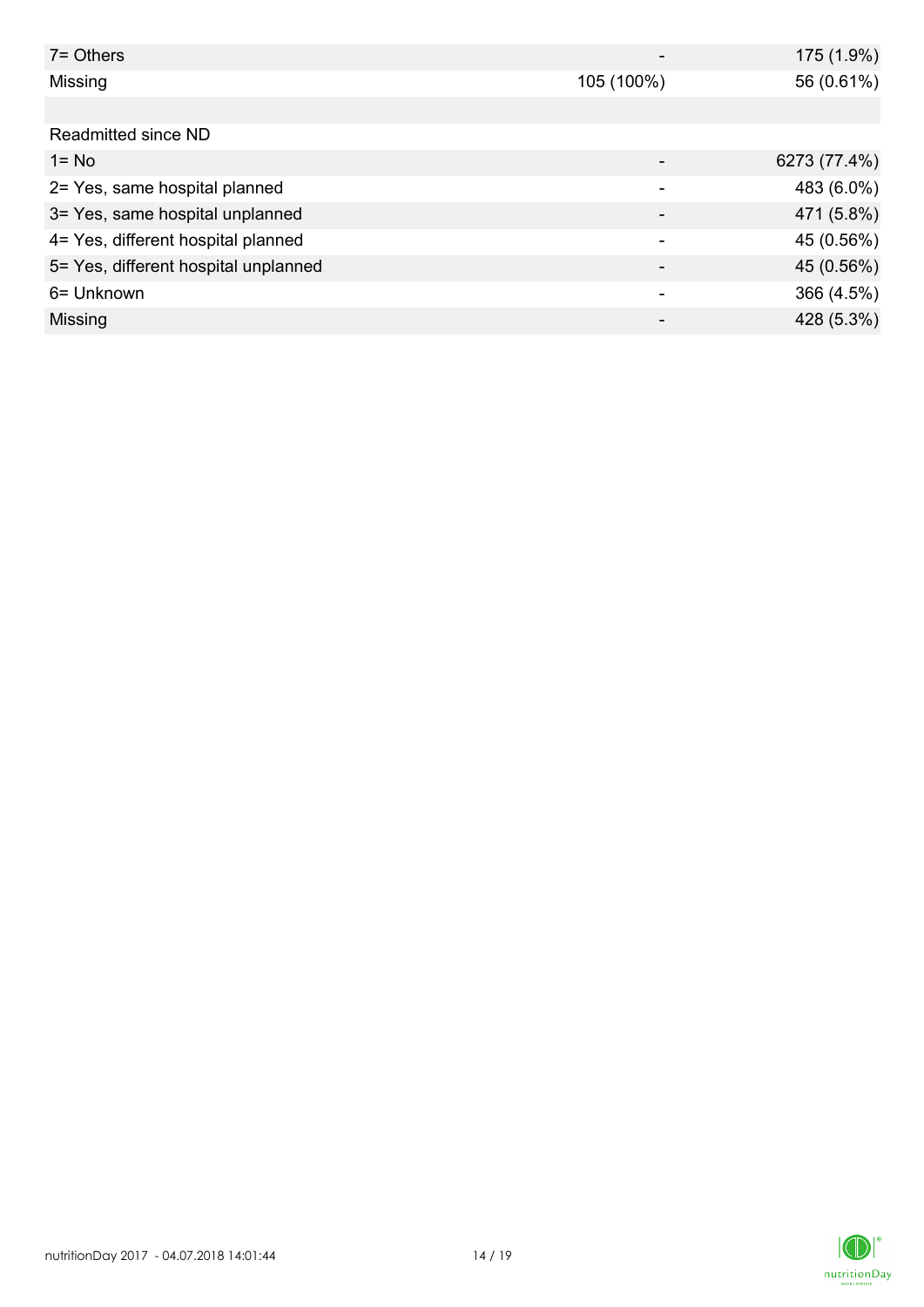| | | |
|---|---|---|
| 7= Others | - | 175 (1.9%) |
| Missing | 105 (100%) | 56 (0.61%) |
| | | |
| Readmitted since ND | | |
| 1= No | - | 6273 (77.4%) |
| 2= Yes, same hospital planned | - | 483 (6.0%) |
| 3= Yes, same hospital unplanned | - | 471 (5.8%) |
| 4= Yes, different hospital planned | - | 45 (0.56%) |
| 5= Yes, different hospital unplanned | - | 45 (0.56%) |
| 6= Unknown | - | 366 (4.5%) |
| Missing | - | 428 (5.3%) |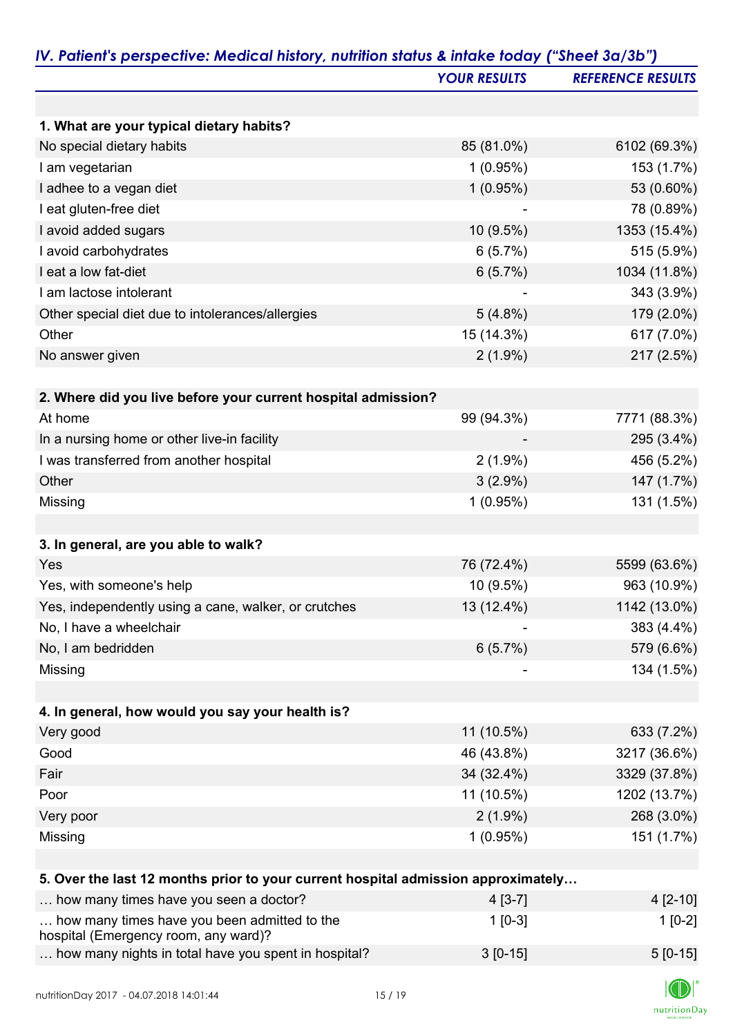## *IV. Patient's perspective: Medical history, nutrition status & intake today ("Sheet 3a/3b")*

| | *YOUR RESULTS* | *REFERENCE RESULTS* |
|---|---|---|
| **1. What are your typical dietary habits?** | | |
| No special dietary habits | 85 (81.0%) | 6102 (69.3%) |
| I am vegetarian | 1 (0.95%) | 153 (1.7%) |
| I adhee to a vegan diet | 1 (0.95%) | 53 (0.60%) |
| I eat gluten-free diet | - | 78 (0.89%) |
| I avoid added sugars | 10 (9.5%) | 1353 (15.4%) |
| I avoid carbohydrates | 6 (5.7%) | 515 (5.9%) |
| I eat a low fat-diet | 6 (5.7%) | 1034 (11.8%) |
| I am lactose intolerant | - | 343 (3.9%) |
| Other special diet due to intolerances/allergies | 5 (4.8%) | 179 (2.0%) |
| Other | 15 (14.3%) | 617 (7.0%) |
| No answer given | 2 (1.9%) | 217 (2.5%) |
| **2. Where did you live before your current hospital admission?** | | |
| At home | 99 (94.3%) | 7771 (88.3%) |
| In a nursing home or other live-in facility | - | 295 (3.4%) |
| I was transferred from another hospital | 2 (1.9%) | 456 (5.2%) |
| Other | 3 (2.9%) | 147 (1.7%) |
| Missing | 1 (0.95%) | 131 (1.5%) |
| **3. In general, are you able to walk?** | | |
| Yes | 76 (72.4%) | 5599 (63.6%) |
| Yes, with someone's help | 10 (9.5%) | 963 (10.9%) |
| Yes, independently using a cane, walker, or crutches | 13 (12.4%) | 1142 (13.0%) |
| No, I have a wheelchair | - | 383 (4.4%) |
| No, I am bedridden | 6 (5.7%) | 579 (6.6%) |
| Missing | - | 134 (1.5%) |
| **4. In general, how would you say your health is?** | | |
| Very good | 11 (10.5%) | 633 (7.2%) |
| Good | 46 (43.8%) | 3217 (36.6%) |
| Fair | 34 (32.4%) | 3329 (37.8%) |
| Poor | 11 (10.5%) | 1202 (13.7%) |
| Very poor | 2 (1.9%) | 268 (3.0%) |
| Missing | 1 (0.95%) | 151 (1.7%) |
| **5. Over the last 12 months prior to your current hospital admission approximately…** | | |
| … how many times have you seen a doctor? | 4 [3-7] | 4 [2-10] |
| … how many times have you been admitted to the hospital (Emergency room, any ward)? | 1 [0-3] | 1 [0-2] |
| … how many nights in total have you spent in hospital? | 3 [0-15] | 5 [0-15] |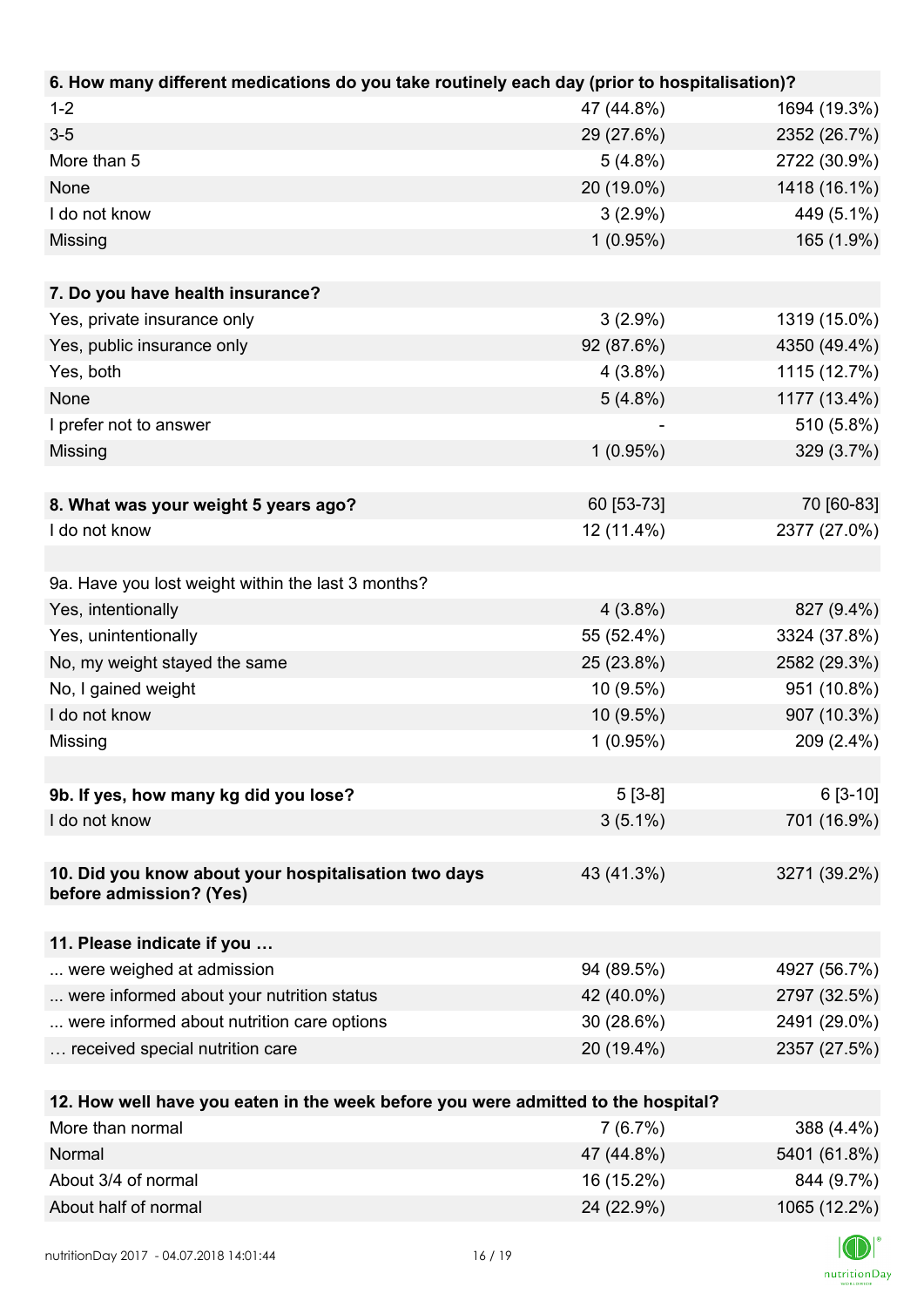| 6. How many different medications do you take routinely each day (prior to hospitalisation)? | | |
|---|---|---|
| 1-2 | 47 (44.8%) | 1694 (19.3%) |
| 3-5 | 29 (27.6%) | 2352 (26.7%) |
| More than 5 | 5 (4.8%) | 2722 (30.9%) |
| None | 20 (19.0%) | 1418 (16.1%) |
| I do not know | 3 (2.9%) | 449 (5.1%) |
| Missing | 1 (0.95%) | 165 (1.9%) |

| 7. Do you have health insurance? | | |
|---|---|---|
| Yes, private insurance only | 3 (2.9%) | 1319 (15.0%) |
| Yes, public insurance only | 92 (87.6%) | 4350 (49.4%) |
| Yes, both | 4 (3.8%) | 1115 (12.7%) |
| None | 5 (4.8%) | 1177 (13.4%) |
| I prefer not to answer | - | 510 (5.8%) |
| Missing | 1 (0.95%) | 329 (3.7%) |

| 8. What was your weight 5 years ago? | 60 [53-73] | 70 [60-83] |
|---|---|---|
| I do not know | 12 (11.4%) | 2377 (27.0%) |

| 9a. Have you lost weight within the last 3 months? | | |
|---|---|---|
| Yes, intentionally | 4 (3.8%) | 827 (9.4%) |
| Yes, unintentionally | 55 (52.4%) | 3324 (37.8%) |
| No, my weight stayed the same | 25 (23.8%) | 2582 (29.3%) |
| No, I gained weight | 10 (9.5%) | 951 (10.8%) |
| I do not know | 10 (9.5%) | 907 (10.3%) |
| Missing | 1 (0.95%) | 209 (2.4%) |

| 9b. If yes, how many kg did you lose? | 5 [3-8] | 6 [3-10] |
|---|---|---|
| I do not know | 3 (5.1%) | 701 (16.9%) |

| 10. Did you know about your hospitalisation two days before admission? (Yes) | 43 (41.3%) | 3271 (39.2%) |
|---|---|---|

| 11. Please indicate if you … | | |
|---|---|---|
| ... were weighed at admission | 94 (89.5%) | 4927 (56.7%) |
| ... were informed about your nutrition status | 42 (40.0%) | 2797 (32.5%) |
| ... were informed about nutrition care options | 30 (28.6%) | 2491 (29.0%) |
| … received special nutrition care | 20 (19.4%) | 2357 (27.5%) |

| 12. How well have you eaten in the week before you were admitted to the hospital? | | |
|---|---|---|
| More than normal | 7 (6.7%) | 388 (4.4%) |
| Normal | 47 (44.8%) | 5401 (61.8%) |
| About 3/4 of normal | 16 (15.2%) | 844 (9.7%) |
| About half of normal | 24 (22.9%) | 1065 (12.2%) |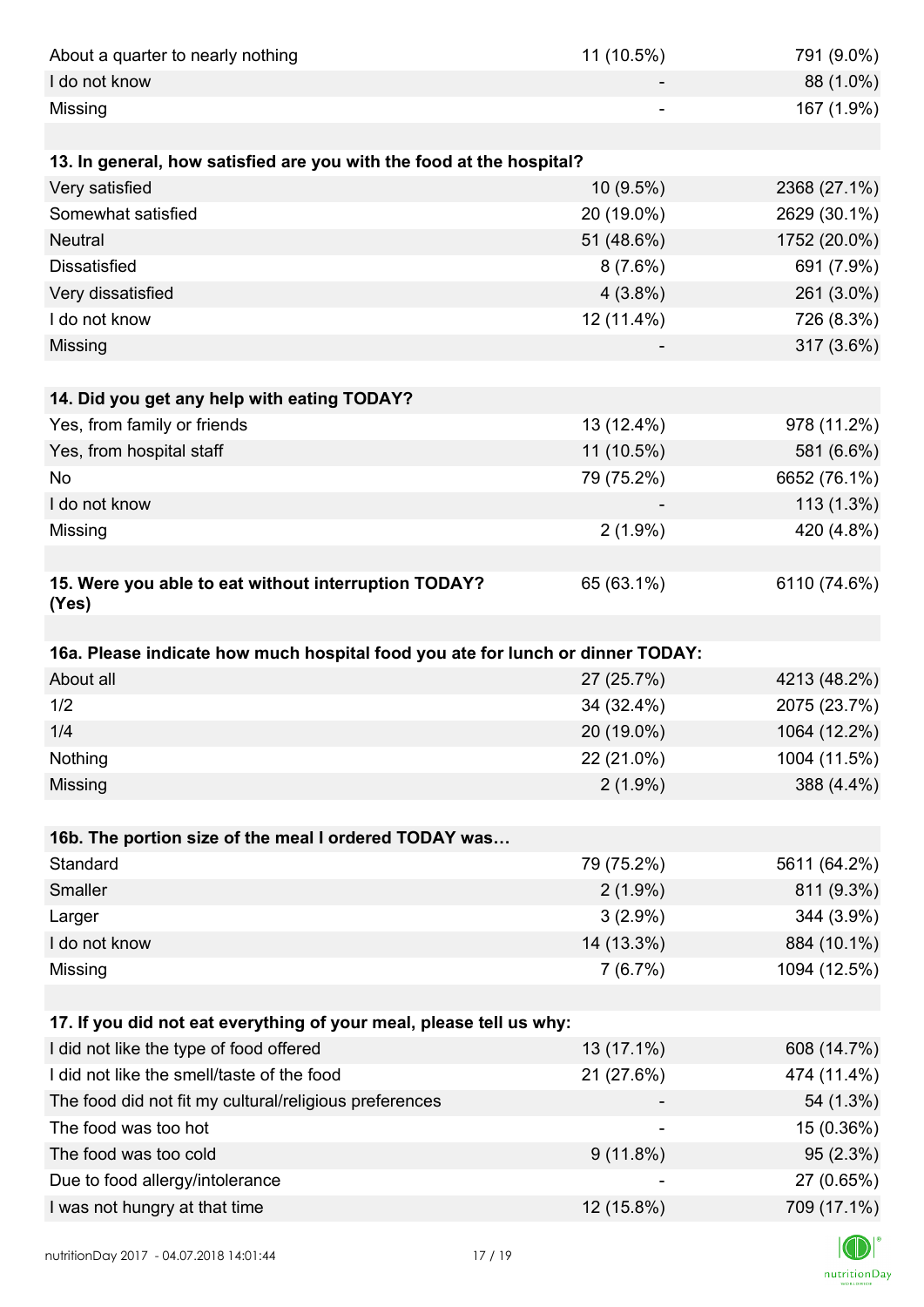| | | |
|---|---|---|
| About a quarter to nearly nothing | 11 (10.5%) | 791 (9.0%) |
| I do not know | - | 88 (1.0%) |
| Missing | - | 167 (1.9%) |
| | | |
| **13. In general, how satisfied are you with the food at the hospital?** | | |
| Very satisfied | 10 (9.5%) | 2368 (27.1%) |
| Somewhat satisfied | 20 (19.0%) | 2629 (30.1%) |
| Neutral | 51 (48.6%) | 1752 (20.0%) |
| Dissatisfied | 8 (7.6%) | 691 (7.9%) |
| Very dissatisfied | 4 (3.8%) | 261 (3.0%) |
| I do not know | 12 (11.4%) | 726 (8.3%) |
| Missing | - | 317 (3.6%) |
| | | |
| **14. Did you get any help with eating TODAY?** | | |
| Yes, from family or friends | 13 (12.4%) | 978 (11.2%) |
| Yes, from hospital staff | 11 (10.5%) | 581 (6.6%) |
| No | 79 (75.2%) | 6652 (76.1%) |
| I do not know | - | 113 (1.3%) |
| Missing | 2 (1.9%) | 420 (4.8%) |
| | | |
| **15. Were you able to eat without interruption TODAY? (Yes)** | 65 (63.1%) | 6110 (74.6%) |
| | | |
| **16a. Please indicate how much hospital food you ate for lunch or dinner TODAY:** | | |
| About all | 27 (25.7%) | 4213 (48.2%) |
| 1/2 | 34 (32.4%) | 2075 (23.7%) |
| 1/4 | 20 (19.0%) | 1064 (12.2%) |
| Nothing | 22 (21.0%) | 1004 (11.5%) |
| Missing | 2 (1.9%) | 388 (4.4%) |
| | | |
| **16b. The portion size of the meal I ordered TODAY was…** | | |
| Standard | 79 (75.2%) | 5611 (64.2%) |
| Smaller | 2 (1.9%) | 811 (9.3%) |
| Larger | 3 (2.9%) | 344 (3.9%) |
| I do not know | 14 (13.3%) | 884 (10.1%) |
| Missing | 7 (6.7%) | 1094 (12.5%) |
| | | |
| **17. If you did not eat everything of your meal, please tell us why:** | | |
| I did not like the type of food offered | 13 (17.1%) | 608 (14.7%) |
| I did not like the smell/taste of the food | 21 (27.6%) | 474 (11.4%) |
| The food did not fit my cultural/religious preferences | - | 54 (1.3%) |
| The food was too hot | - | 15 (0.36%) |
| The food was too cold | 9 (11.8%) | 95 (2.3%) |
| Due to food allergy/intolerance | - | 27 (0.65%) |
| I was not hungry at that time | 12 (15.8%) | 709 (17.1%) |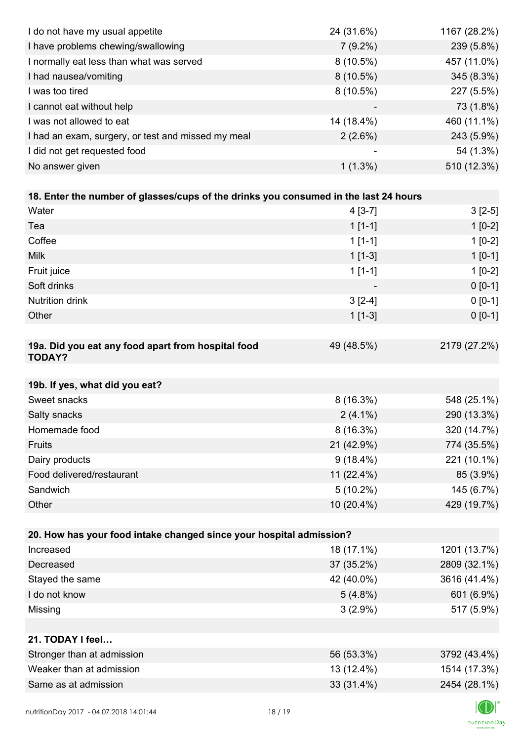| | | |
|---|---|---|
| I do not have my usual appetite | 24 (31.6%) | 1167 (28.2%) |
| I have problems chewing/swallowing | 7 (9.2%) | 239 (5.8%) |
| I normally eat less than what was served | 8 (10.5%) | 457 (11.0%) |
| I had nausea/vomiting | 8 (10.5%) | 345 (8.3%) |
| I was too tired | 8 (10.5%) | 227 (5.5%) |
| I cannot eat without help | - | 73 (1.8%) |
| I was not allowed to eat | 14 (18.4%) | 460 (11.1%) |
| I had an exam, surgery, or test and missed my meal | 2 (2.6%) | 243 (5.9%) |
| I did not get requested food | - | 54 (1.3%) |
| No answer given | 1 (1.3%) | 510 (12.3%) |

| **18. Enter the number of glasses/cups of the drinks you consumed in the last 24 hours** | | |
|---|---|---|
| Water | 4 [3-7] | 3 [2-5] |
| Tea | 1 [1-1] | 1 [0-2] |
| Coffee | 1 [1-1] | 1 [0-2] |
| Milk | 1 [1-3] | 1 [0-1] |
| Fruit juice | 1 [1-1] | 1 [0-2] |
| Soft drinks | - | 0 [0-1] |
| Nutrition drink | 3 [2-4] | 0 [0-1] |
| Other | 1 [1-3] | 0 [0-1] |

| **19a. Did you eat any food apart from hospital food TODAY?** | 49 (48.5%) | 2179 (27.2%) |
|---|---|---|

| **19b. If yes, what did you eat?** | | |
|---|---|---|
| Sweet snacks | 8 (16.3%) | 548 (25.1%) |
| Salty snacks | 2 (4.1%) | 290 (13.3%) |
| Homemade food | 8 (16.3%) | 320 (14.7%) |
| Fruits | 21 (42.9%) | 774 (35.5%) |
| Dairy products | 9 (18.4%) | 221 (10.1%) |
| Food delivered/restaurant | 11 (22.4%) | 85 (3.9%) |
| Sandwich | 5 (10.2%) | 145 (6.7%) |
| Other | 10 (20.4%) | 429 (19.7%) |

| **20. How has your food intake changed since your hospital admission?** | | |
|---|---|---|
| Increased | 18 (17.1%) | 1201 (13.7%) |
| Decreased | 37 (35.2%) | 2809 (32.1%) |
| Stayed the same | 42 (40.0%) | 3616 (41.4%) |
| I do not know | 5 (4.8%) | 601 (6.9%) |
| Missing | 3 (2.9%) | 517 (5.9%) |

| **21. TODAY I feel…** | | |
|---|---|---|
| Stronger than at admission | 56 (53.3%) | 3792 (43.4%) |
| Weaker than at admission | 13 (12.4%) | 1514 (17.3%) |
| Same as at admission | 33 (31.4%) | 2454 (28.1%) |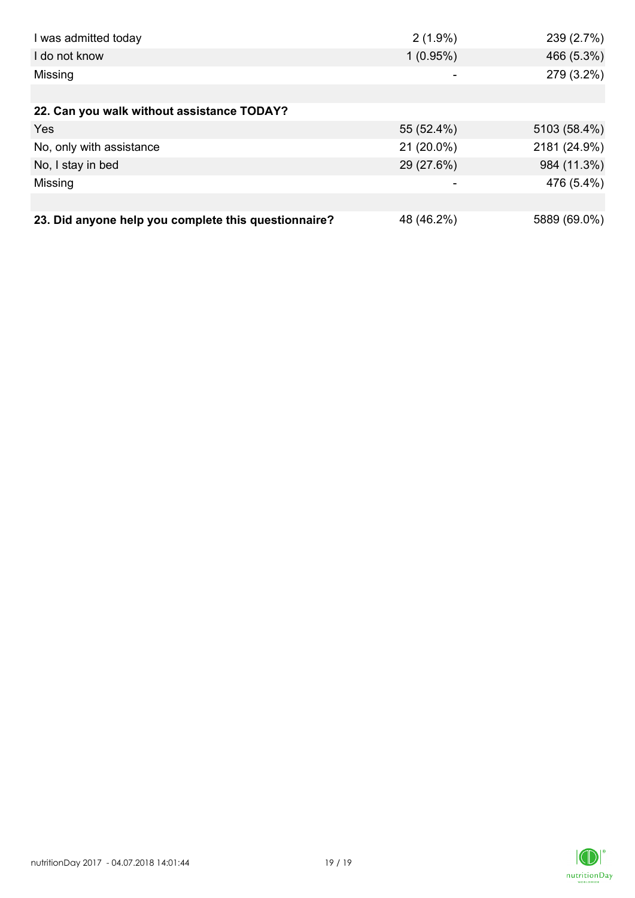| | | |
|---|---|---|
| I was admitted today | 2 (1.9%) | 239 (2.7%) |
| I do not know | 1 (0.95%) | 466 (5.3%) |
| Missing | - | 279 (3.2%) |
| | | |
| **22. Can you walk without assistance TODAY?** | | |
| Yes | 55 (52.4%) | 5103 (58.4%) |
| No, only with assistance | 21 (20.0%) | 2181 (24.9%) |
| No, I stay in bed | 29 (27.6%) | 984 (11.3%) |
| Missing | - | 476 (5.4%) |
| | | |
| **23. Did anyone help you complete this questionnaire?** | 48 (46.2%) | 5889 (69.0%) |